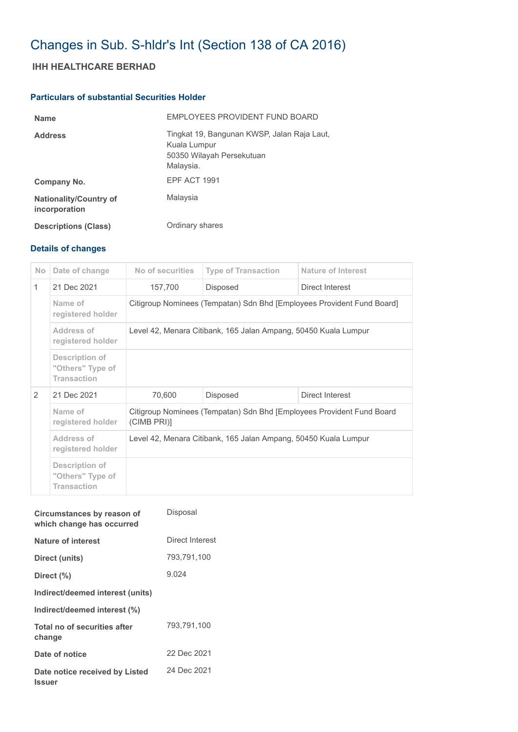# Changes in Sub. S-hldr's Int (Section 138 of CA 2016)

## IHH HEALTHCARE BERHAD

### Particulars of substantial Securities Holder

| | |
|---|---|
| **Name** | EMPLOYEES PROVIDENT FUND BOARD |
| **Address** | Tingkat 19, Bangunan KWSP, Jalan Raja Laut,<br>Kuala Lumpur<br>50350 Wilayah Persekutuan<br>Malaysia. |
| **Company No.** | EPF ACT 1991 |
| **Nationality/Country of incorporation** | Malaysia |
| **Descriptions (Class)** | Ordinary shares |

### Details of changes

| No | Date of change | No of securities | Type of Transaction | Nature of Interest |
|---|---|---|---|---|
| 1 | 21 Dec 2021 | 157,700 | Disposed | Direct Interest |
| | Name of registered holder | Citigroup Nominees (Tempatan) Sdn Bhd [Employees Provident Fund Board] | | |
| | Address of registered holder | Level 42, Menara Citibank, 165 Jalan Ampang, 50450 Kuala Lumpur | | |
| | Description of "Others" Type of Transaction | | | |
| 2 | 21 Dec 2021 | 70,600 | Disposed | Direct Interest |
| | Name of registered holder | Citigroup Nominees (Tempatan) Sdn Bhd [Employees Provident Fund Board (CIMB PRI)] | | |
| | Address of registered holder | Level 42, Menara Citibank, 165 Jalan Ampang, 50450 Kuala Lumpur | | |
| | Description of "Others" Type of Transaction | | | |

| | |
|---|---|
| **Circumstances by reason of which change has occurred** | Disposal |
| **Nature of interest** | Direct Interest |
| **Direct (units)** | 793,791,100 |
| **Direct (%)** | 9.024 |
| **Indirect/deemed interest (units)** | |
| **Indirect/deemed interest (%)** | |
| **Total no of securities after change** | 793,791,100 |
| **Date of notice** | 22 Dec 2021 |
| **Date notice received by Listed Issuer** | 24 Dec 2021 |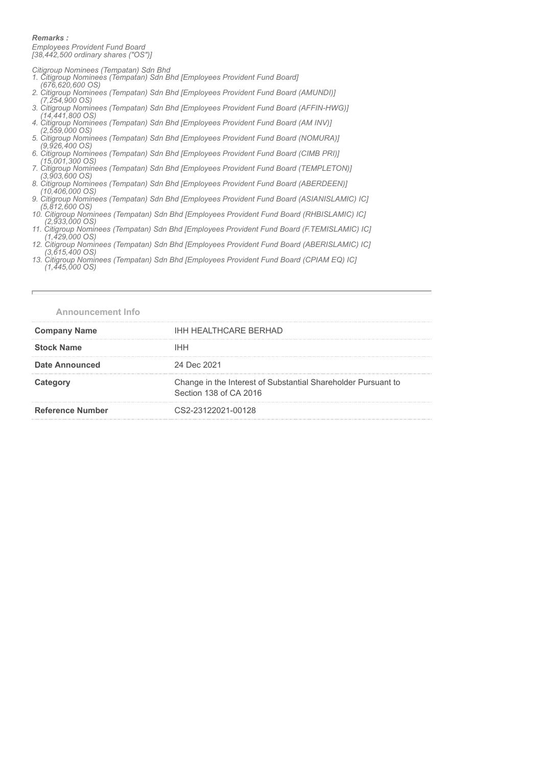***Remarks :***

*Employees Provident Fund Board*
*[38,442,500 ordinary shares ("OS")]*

*Citigroup Nominees (Tempatan) Sdn Bhd*

1. *Citigroup Nominees (Tempatan) Sdn Bhd [Employees Provident Fund Board] (676,620,600 OS)*
2. *Citigroup Nominees (Tempatan) Sdn Bhd [Employees Provident Fund Board (AMUNDI)] (7,254,900 OS)*
3. *Citigroup Nominees (Tempatan) Sdn Bhd [Employees Provident Fund Board (AFFIN-HWG)] (14,441,800 OS)*
4. *Citigroup Nominees (Tempatan) Sdn Bhd [Employees Provident Fund Board (AM INV)] (2,559,000 OS)*
5. *Citigroup Nominees (Tempatan) Sdn Bhd [Employees Provident Fund Board (NOMURA)] (9,926,400 OS)*
6. *Citigroup Nominees (Tempatan) Sdn Bhd [Employees Provident Fund Board (CIMB PRI)] (15,001,300 OS)*
7. *Citigroup Nominees (Tempatan) Sdn Bhd [Employees Provident Fund Board (TEMPLETON)] (3,903,600 OS)*
8. *Citigroup Nominees (Tempatan) Sdn Bhd [Employees Provident Fund Board (ABERDEEN)] (10,406,000 OS)*
9. *Citigroup Nominees (Tempatan) Sdn Bhd [Employees Provident Fund Board (ASIANISLAMIC) IC] (5,812,600 OS)*
10. *Citigroup Nominees (Tempatan) Sdn Bhd [Employees Provident Fund Board (RHBISLAMIC) IC] (2,933,000 OS)*
11. *Citigroup Nominees (Tempatan) Sdn Bhd [Employees Provident Fund Board (F.TEMISLAMIC) IC] (1,429,000 OS)*
12. *Citigroup Nominees (Tempatan) Sdn Bhd [Employees Provident Fund Board (ABERISLAMIC) IC] (3,615,400 OS)*
13. *Citigroup Nominees (Tempatan) Sdn Bhd [Employees Provident Fund Board (CPIAM EQ) IC] (1,445,000 OS)*

---

### Announcement Info

| | |
|---|---|
| **Company Name** | IHH HEALTHCARE BERHAD |
| **Stock Name** | IHH |
| **Date Announced** | 24 Dec 2021 |
| **Category** | Change in the Interest of Substantial Shareholder Pursuant to Section 138 of CA 2016 |
| **Reference Number** | CS2-23122021-00128 |